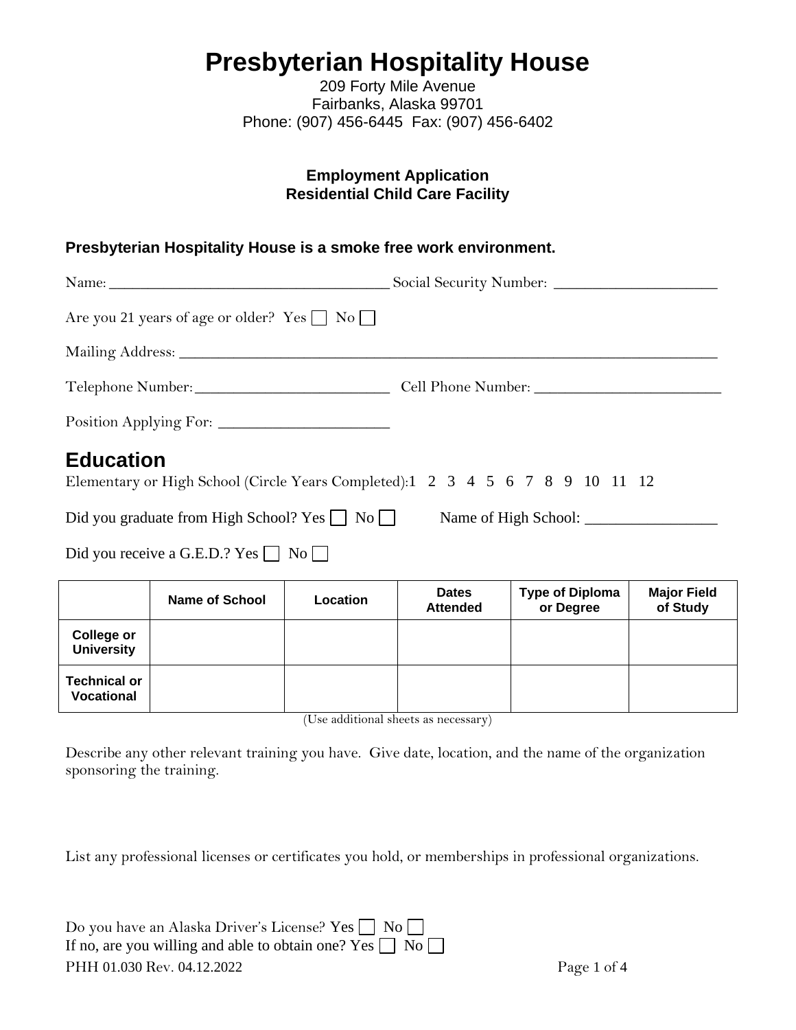# Presbyterian Hospitality House

209 Forty Mile Avenue
Fairbanks, Alaska 99701
Phone: (907) 456-6445 Fax: (907) 456-6402

**Employment Application**
**Residential Child Care Facility**

**Presbyterian Hospitality House is a smoke free work environment.**

Name: ____________________________________ Social Security Number: _____________________

Are you 21 years of age or older? Yes ☐ No ☐

Mailing Address: ___________________________________________________________________

Telephone Number: _________________________ Cell Phone Number: ________________________

Position Applying For: _____________________

## Education

Elementary or High School (Circle Years Completed): 1 2 3 4 5 6 7 8 9 10 11 12

Did you graduate from High School? Yes ☐ No ☐ Name of High School: ________________

Did you receive a G.E.D.? Yes ☐ No ☐

| | Name of School | Location | Dates Attended | Type of Diploma or Degree | Major Field of Study |
|---|---|---|---|---|---|
| College or University | | | | | |
| Technical or Vocational | | | | | |

(Use additional sheets as necessary)

Describe any other relevant training you have. Give date, location, and the name of the organization sponsoring the training.

List any professional licenses or certificates you hold, or memberships in professional organizations.

Do you have an Alaska Driver's License? Yes ☐ No ☐
If no, are you willing and able to obtain one? Yes ☐ No ☐

PHH 01.030 Rev. 04.12.2022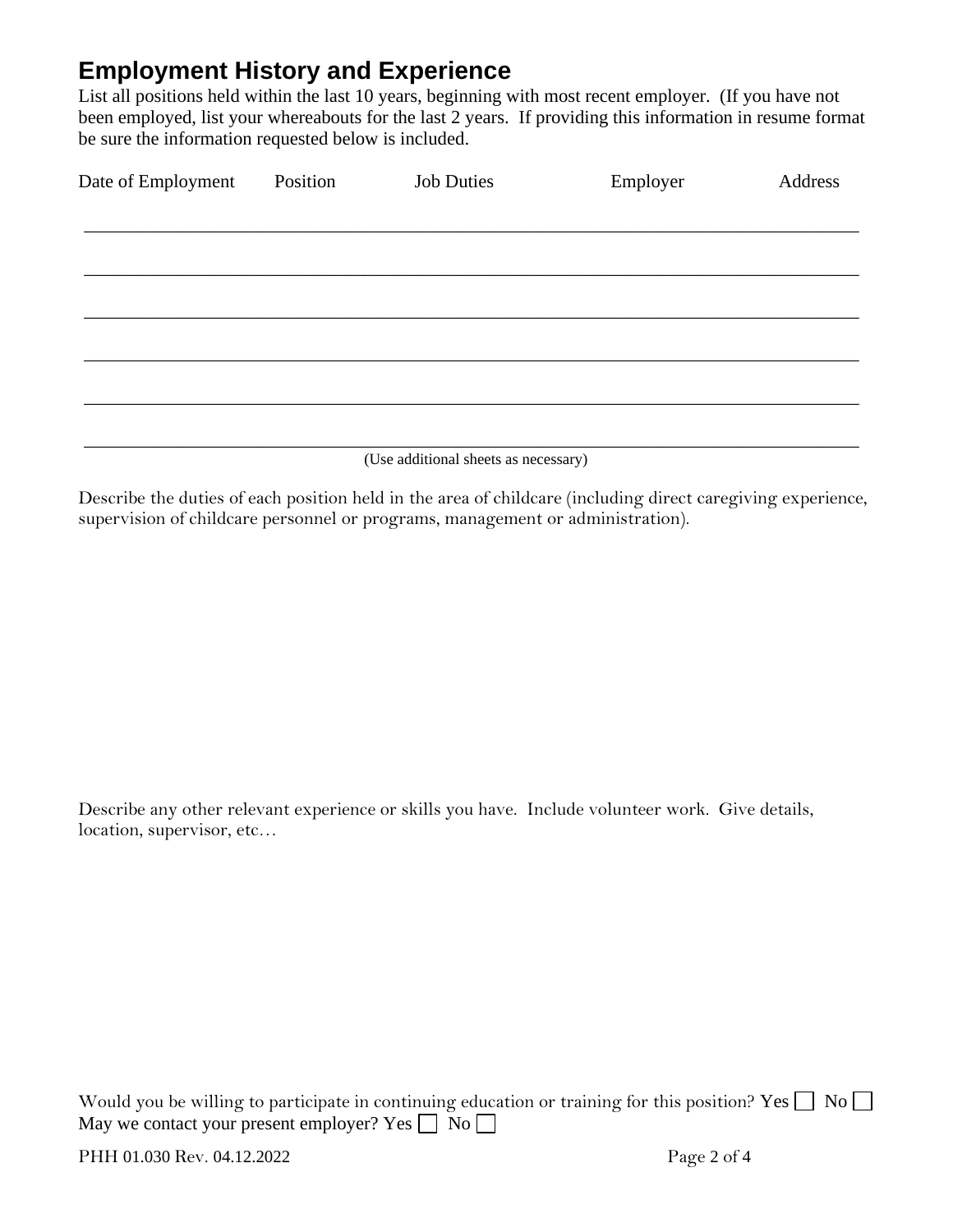## Employment History and Experience

List all positions held within the last 10 years, beginning with most recent employer. (If you have not been employed, list your whereabouts for the last 2 years. If providing this information in resume format be sure the information requested below is included.

| Date of Employment | Position | Job Duties | Employer | Address |
|---|---|---|---|---|
| | | | | |
| | | | | |
| | | | | |
| | | | | |
| | | | | |
| | | | | |

(Use additional sheets as necessary)

Describe the duties of each position held in the area of childcare (including direct caregiving experience, supervision of childcare personnel or programs, management or administration).

Describe any other relevant experience or skills you have. Include volunteer work. Give details, location, supervisor, etc…

Would you be willing to participate in continuing education or training for this position? Yes ☐ No ☐

May we contact your present employer? Yes ☐ No ☐

PHH 01.030 Rev. 04.12.2022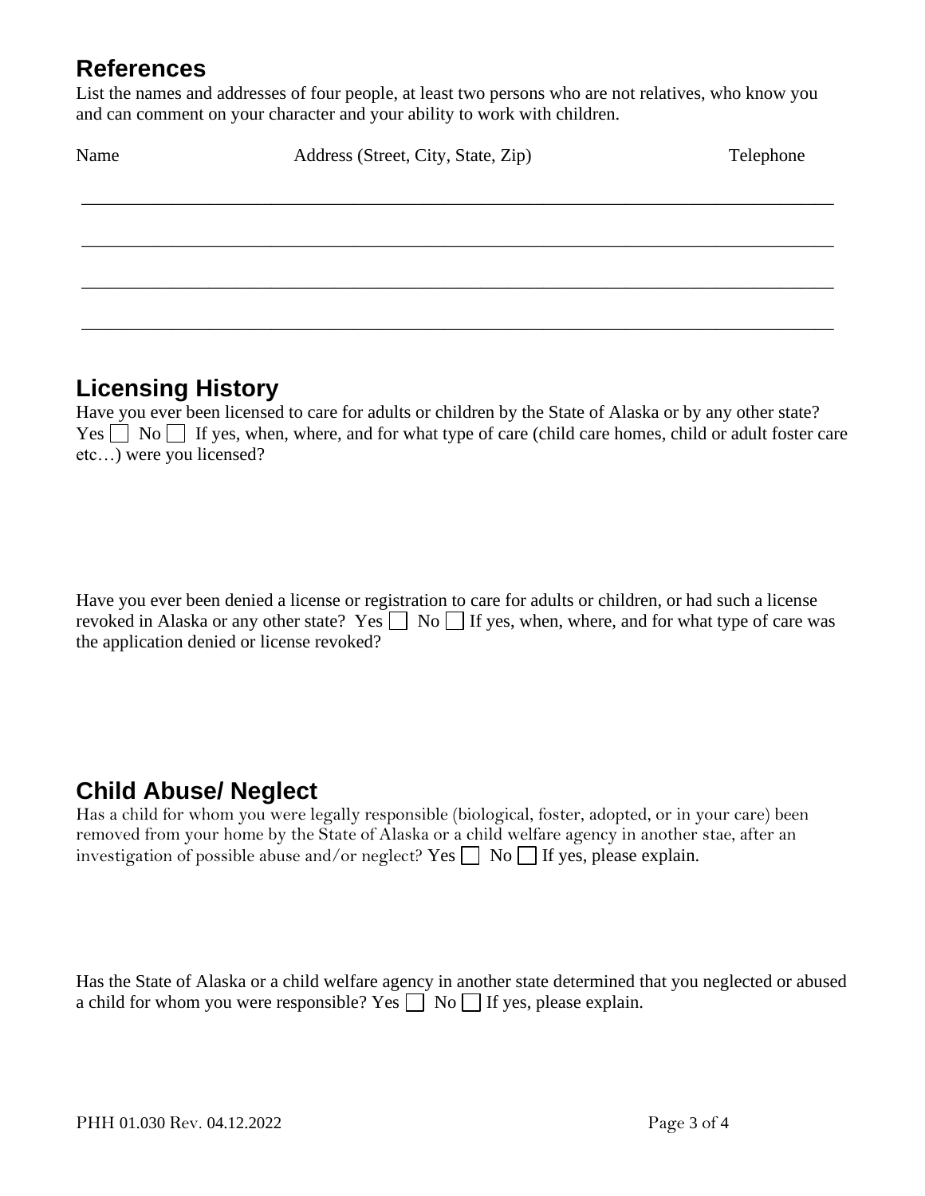## References

List the names and addresses of four people, at least two persons who are not relatives, who know you and can comment on your character and your ability to work with children.

| Name | Address (Street, City, State, Zip) | Telephone |
|---|---|---|
| | | |
| | | |
| | | |
| | | |

## Licensing History

Have you ever been licensed to care for adults or children by the State of Alaska or by any other state? Yes ☐ No ☐ If yes, when, where, and for what type of care (child care homes, child or adult foster care etc…) were you licensed?

Have you ever been denied a license or registration to care for adults or children, or had such a license revoked in Alaska or any other state? Yes ☐ No ☐ If yes, when, where, and for what type of care was the application denied or license revoked?

## Child Abuse/ Neglect

Has a child for whom you were legally responsible (biological, foster, adopted, or in your care) been removed from your home by the State of Alaska or a child welfare agency in another stae, after an investigation of possible abuse and/or neglect? Yes ☐ No ☐ If yes, please explain.

Has the State of Alaska or a child welfare agency in another state determined that you neglected or abused a child for whom you were responsible? Yes ☐ No ☐ If yes, please explain.

PHH 01.030 Rev. 04.12.2022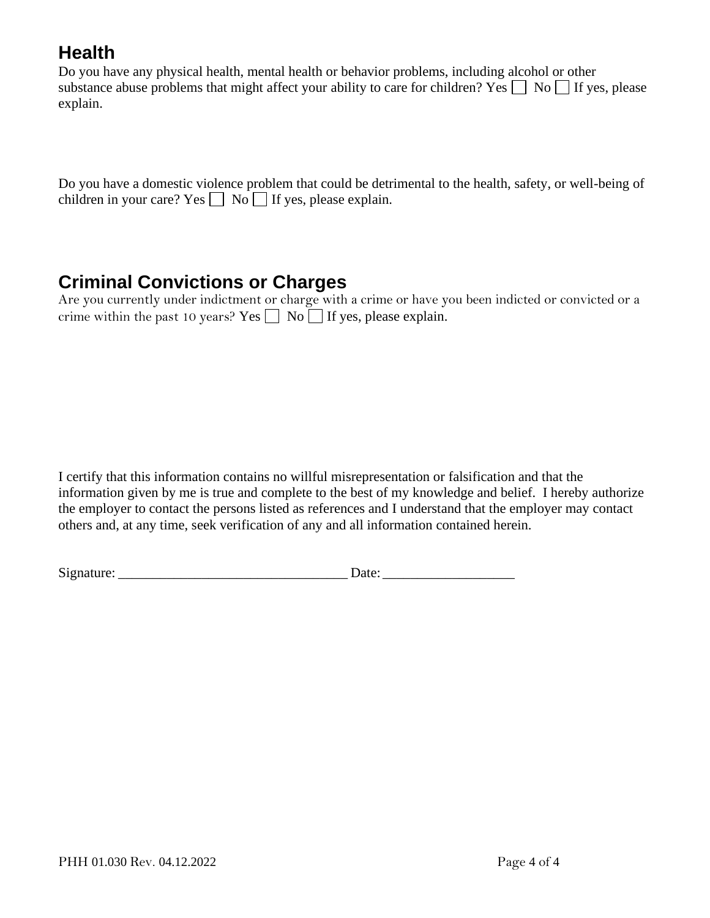## Health

Do you have any physical health, mental health or behavior problems, including alcohol or other substance abuse problems that might affect your ability to care for children? Yes ☐ No ☐ If yes, please explain.

Do you have a domestic violence problem that could be detrimental to the health, safety, or well-being of children in your care? Yes ☐ No ☐ If yes, please explain.

## Criminal Convictions or Charges

Are you currently under indictment or charge with a crime or have you been indicted or convicted or a crime within the past 10 years? Yes ☐ No ☐ If yes, please explain.

I certify that this information contains no willful misrepresentation or falsification and that the information given by me is true and complete to the best of my knowledge and belief. I hereby authorize the employer to contact the persons listed as references and I understand that the employer may contact others and, at any time, seek verification of any and all information contained herein.

Signature: _________________________________ Date: ___________________

PHH 01.030 Rev. 04.12.2022